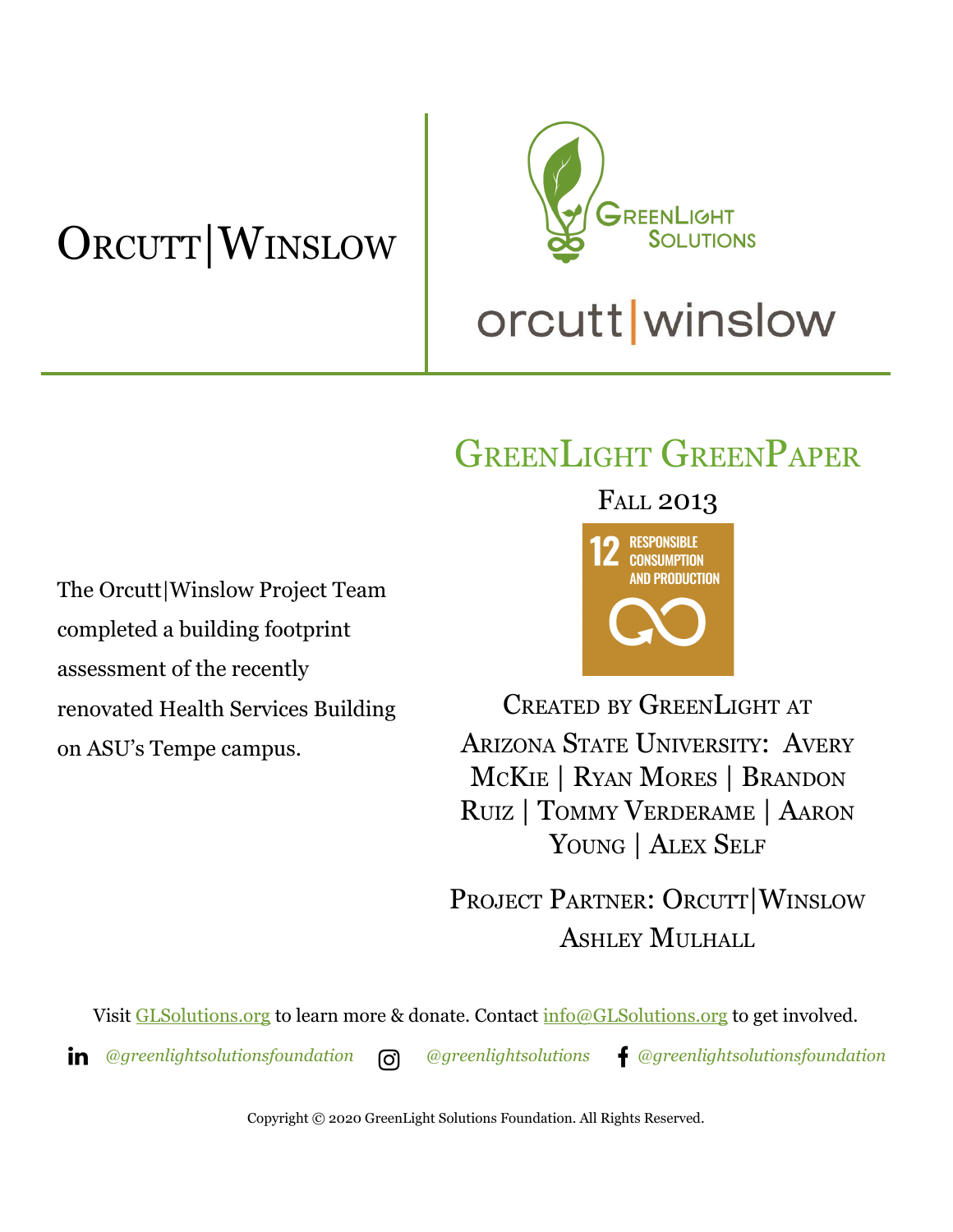# Orcutt|Winslow

GreenLight Solutions

orcutt|winslow

## GreenLight GreenPaper

Fall 2013

12 RESPONSIBLE CONSUMPTION AND PRODUCTION

The Orcutt|Winslow Project Team completed a building footprint assessment of the recently renovated Health Services Building on ASU's Tempe campus.

Created by GreenLight at Arizona State University: Avery McKie | Ryan Mores | Brandon Ruiz | Tommy Verderame | Aaron Young | Alex Self

Project Partner: Orcutt|Winslow Ashley Mulhall

Visit GLSolutions.org to learn more & donate. Contact info@GLSolutions.org to get involved.

*@greenlightsolutionsfoundation* *@greenlightsolutions* *@greenlightsolutionsfoundation*

Copyright © 2020 GreenLight Solutions Foundation. All Rights Reserved.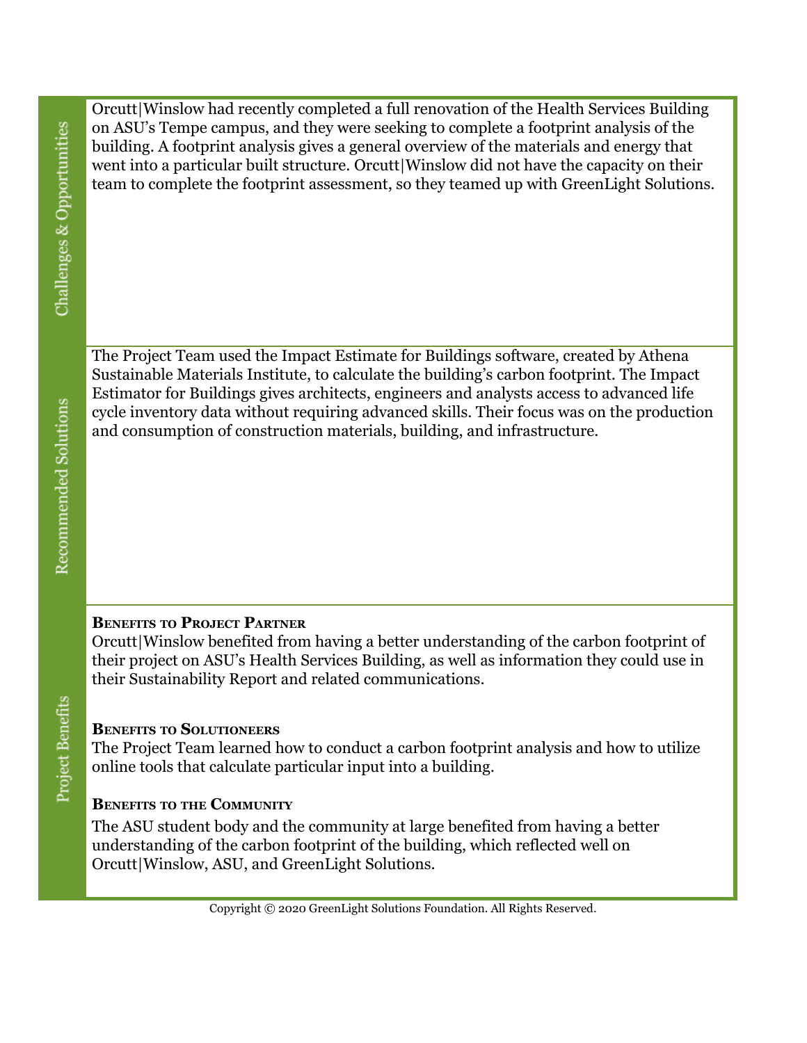## Challenges & Opportunities

Orcutt|Winslow had recently completed a full renovation of the Health Services Building on ASU's Tempe campus, and they were seeking to complete a footprint analysis of the building. A footprint analysis gives a general overview of the materials and energy that went into a particular built structure. Orcutt|Winslow did not have the capacity on their team to complete the footprint assessment, so they teamed up with GreenLight Solutions.

## Recommended Solutions

The Project Team used the Impact Estimate for Buildings software, created by Athena Sustainable Materials Institute, to calculate the building's carbon footprint. The Impact Estimator for Buildings gives architects, engineers and analysts access to advanced life cycle inventory data without requiring advanced skills. Their focus was on the production and consumption of construction materials, building, and infrastructure.

## Project Benefits

**Benefits to Project Partner**

Orcutt|Winslow benefited from having a better understanding of the carbon footprint of their project on ASU's Health Services Building, as well as information they could use in their Sustainability Report and related communications.

**Benefits to Solutioneers**

The Project Team learned how to conduct a carbon footprint analysis and how to utilize online tools that calculate particular input into a building.

**Benefits to the Community**

The ASU student body and the community at large benefited from having a better understanding of the carbon footprint of the building, which reflected well on Orcutt|Winslow, ASU, and GreenLight Solutions.

Copyright © 2020 GreenLight Solutions Foundation. All Rights Reserved.